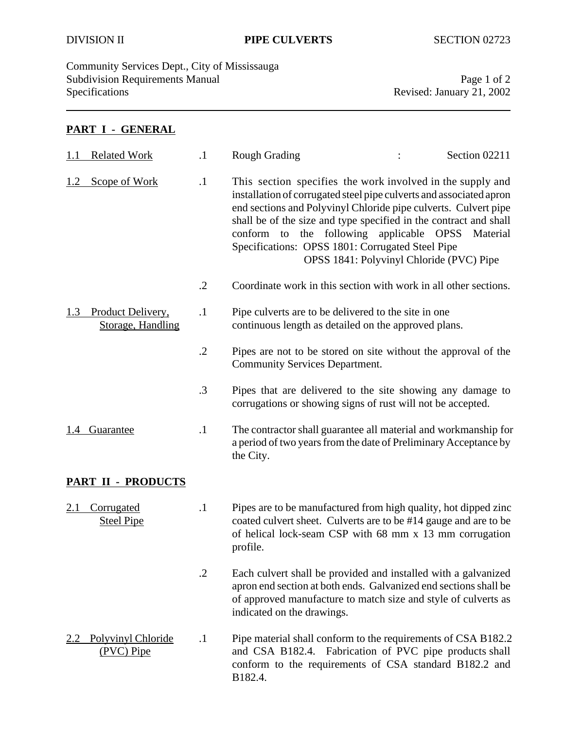DIVISION II **PIPE CULVERTS** SECTION 02723

Community Services Dept., City of Mississauga
Subdivision Requirements Manual
Specifications
Revised: January 21, 2002

## PART I - GENERAL

**1.1 Related Work**

.1 Rough Grading : Section 02211

**1.2 Scope of Work**

.1 This section specifies the work involved in the supply and installation of corrugated steel pipe culverts and associated apron end sections and Polyvinyl Chloride pipe culverts. Culvert pipe shall be of the size and type specified in the contract and shall conform to the following applicable OPSS Material Specifications: OPSS 1801: Corrugated Steel Pipe
OPSS 1841: Polyvinyl Chloride (PVC) Pipe

.2 Coordinate work in this section with work in all other sections.

**1.3 Product Delivery, Storage, Handling**

.1 Pipe culverts are to be delivered to the site in one continuous length as detailed on the approved plans.

.2 Pipes are not to be stored on site without the approval of the Community Services Department.

.3 Pipes that are delivered to the site showing any damage to corrugations or showing signs of rust will not be accepted.

**1.4 Guarantee**

.1 The contractor shall guarantee all material and workmanship for a period of two years from the date of Preliminary Acceptance by the City.

## PART II - PRODUCTS

**2.1 Corrugated Steel Pipe**

.1 Pipes are to be manufactured from high quality, hot dipped zinc coated culvert sheet. Culverts are to be #14 gauge and are to be of helical lock-seam CSP with 68 mm x 13 mm corrugation profile.

.2 Each culvert shall be provided and installed with a galvanized apron end section at both ends. Galvanized end sections shall be of approved manufacture to match size and style of culverts as indicated on the drawings.

**2.2 Polyvinyl Chloride (PVC) Pipe**

.1 Pipe material shall conform to the requirements of CSA B182.2 and CSA B182.4. Fabrication of PVC pipe products shall conform to the requirements of CSA standard B182.2 and B182.4.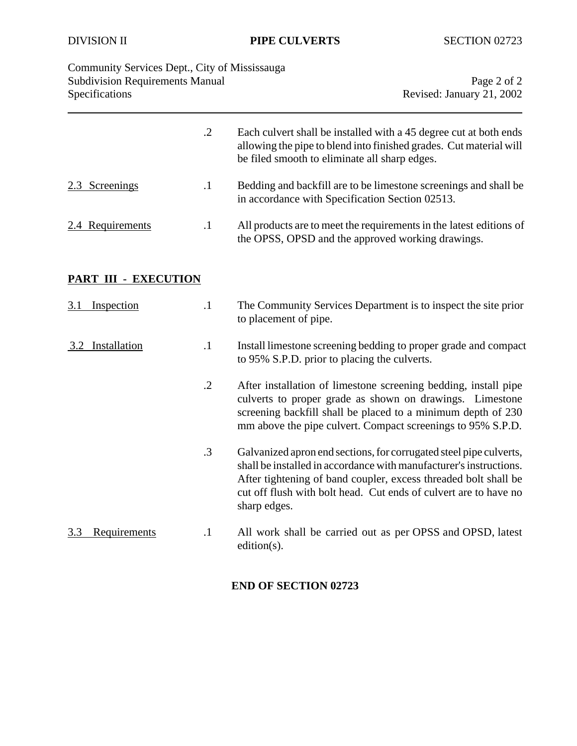.2 Each culvert shall be installed with a 45 degree cut at both ends allowing the pipe to blend into finished grades. Cut material will be filed smooth to eliminate all sharp edges.

2.3 Screenings

.1 Bedding and backfill are to be limestone screenings and shall be in accordance with Specification Section 02513.

2.4 Requirements

.1 All products are to meet the requirements in the latest editions of the OPSS, OPSD and the approved working drawings.

## PART III - EXECUTION

3.1 Inspection

.1 The Community Services Department is to inspect the site prior to placement of pipe.

3.2 Installation

.1 Install limestone screening bedding to proper grade and compact to 95% S.P.D. prior to placing the culverts.

.2 After installation of limestone screening bedding, install pipe culverts to proper grade as shown on drawings. Limestone screening backfill shall be placed to a minimum depth of 230 mm above the pipe culvert. Compact screenings to 95% S.P.D.

.3 Galvanized apron end sections, for corrugated steel pipe culverts, shall be installed in accordance with manufacturer's instructions. After tightening of band coupler, excess threaded bolt shall be cut off flush with bolt head. Cut ends of culvert are to have no sharp edges.

3.3 Requirements

.1 All work shall be carried out as per OPSS and OPSD, latest edition(s).

**END OF SECTION 02723**